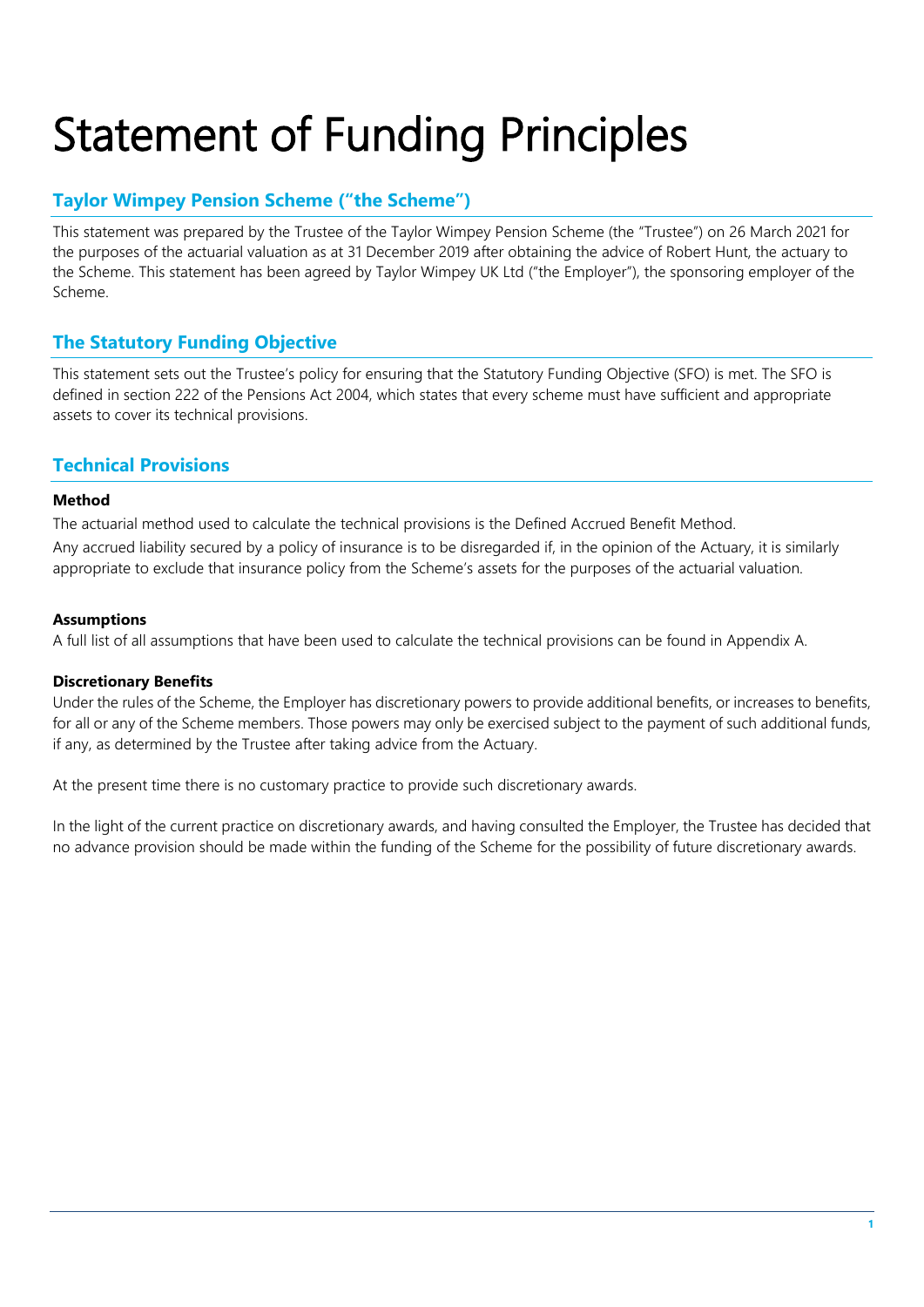# Statement of Funding Principles

## Taylor Wimpey Pension Scheme ("the Scheme")

This statement was prepared by the Trustee of the Taylor Wimpey Pension Scheme (the "Trustee") on 26 March 2021 for the purposes of the actuarial valuation as at 31 December 2019 after obtaining the advice of Robert Hunt, the actuary to the Scheme. This statement has been agreed by Taylor Wimpey UK Ltd ("the Employer"), the sponsoring employer of the Scheme.

## The Statutory Funding Objective

This statement sets out the Trustee's policy for ensuring that the Statutory Funding Objective (SFO) is met. The SFO is defined in section 222 of the Pensions Act 2004, which states that every scheme must have sufficient and appropriate assets to cover its technical provisions.

## Technical Provisions

### Method

The actuarial method used to calculate the technical provisions is the Defined Accrued Benefit Method.

Any accrued liability secured by a policy of insurance is to be disregarded if, in the opinion of the Actuary, it is similarly appropriate to exclude that insurance policy from the Scheme's assets for the purposes of the actuarial valuation.

### Assumptions

A full list of all assumptions that have been used to calculate the technical provisions can be found in Appendix A.

### Discretionary Benefits

Under the rules of the Scheme, the Employer has discretionary powers to provide additional benefits, or increases to benefits, for all or any of the Scheme members. Those powers may only be exercised subject to the payment of such additional funds, if any, as determined by the Trustee after taking advice from the Actuary.

At the present time there is no customary practice to provide such discretionary awards.

In the light of the current practice on discretionary awards, and having consulted the Employer, the Trustee has decided that no advance provision should be made within the funding of the Scheme for the possibility of future discretionary awards.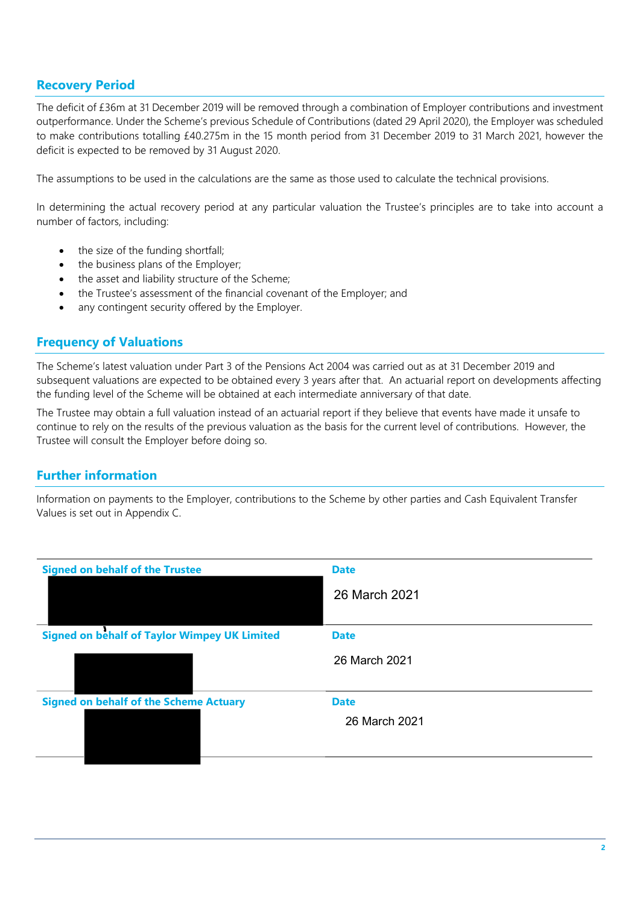## Recovery Period

The deficit of £36m at 31 December 2019 will be removed through a combination of Employer contributions and investment outperformance. Under the Scheme's previous Schedule of Contributions (dated 29 April 2020), the Employer was scheduled to make contributions totalling £40.275m in the 15 month period from 31 December 2019 to 31 March 2021, however the deficit is expected to be removed by 31 August 2020.

The assumptions to be used in the calculations are the same as those used to calculate the technical provisions.

In determining the actual recovery period at any particular valuation the Trustee's principles are to take into account a number of factors, including:

- the size of the funding shortfall;
- the business plans of the Employer;
- the asset and liability structure of the Scheme;
- the Trustee's assessment of the financial covenant of the Employer; and
- any contingent security offered by the Employer.

## Frequency of Valuations

The Scheme's latest valuation under Part 3 of the Pensions Act 2004 was carried out as at 31 December 2019 and subsequent valuations are expected to be obtained every 3 years after that. An actuarial report on developments affecting the funding level of the Scheme will be obtained at each intermediate anniversary of that date.

The Trustee may obtain a full valuation instead of an actuarial report if they believe that events have made it unsafe to continue to rely on the results of the previous valuation as the basis for the current level of contributions. However, the Trustee will consult the Employer before doing so.

## Further information

Information on payments to the Employer, contributions to the Scheme by other parties and Cash Equivalent Transfer Values is set out in Appendix C.

| Signed on behalf of the Trustee | Date |
|---|---|
| | 26 March 2021 |
| **Signed on behalf of Taylor Wimpey UK Limited** | **Date** |
| | 26 March 2021 |
| **Signed on behalf of the Scheme Actuary** | **Date** |
| | 26 March 2021 |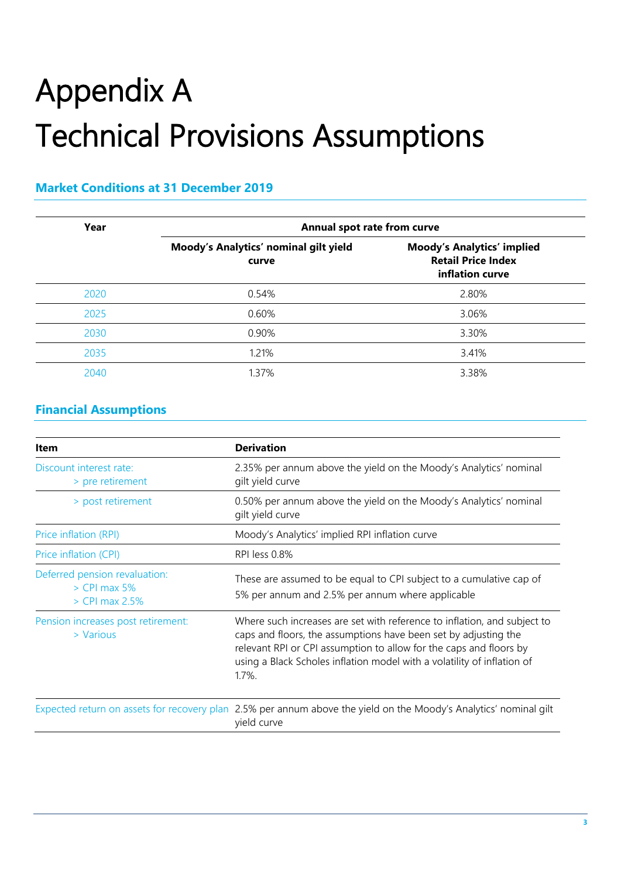# Appendix A
# Technical Provisions Assumptions

## Market Conditions at 31 December 2019

| Year | Annual spot rate from curve | |
|---|---|---|
| | **Moody's Analytics' nominal gilt yield curve** | **Moody's Analytics' implied Retail Price Index inflation curve** |
| 2020 | 0.54% | 2.80% |
| 2025 | 0.60% | 3.06% |
| 2030 | 0.90% | 3.30% |
| 2035 | 1.21% | 3.41% |
| 2040 | 1.37% | 3.38% |

## Financial Assumptions

| Item | Derivation |
|---|---|
| Discount interest rate: > pre retirement | 2.35% per annum above the yield on the Moody's Analytics' nominal gilt yield curve |
| > post retirement | 0.50% per annum above the yield on the Moody's Analytics' nominal gilt yield curve |
| Price inflation (RPI) | Moody's Analytics' implied RPI inflation curve |
| Price inflation (CPI) | RPI less 0.8% |
| Deferred pension revaluation: > CPI max 5% > CPI max 2.5% | These are assumed to be equal to CPI subject to a cumulative cap of 5% per annum and 2.5% per annum where applicable |
| Pension increases post retirement: > Various | Where such increases are set with reference to inflation, and subject to caps and floors, the assumptions have been set by adjusting the relevant RPI or CPI assumption to allow for the caps and floors by using a Black Scholes inflation model with a volatility of inflation of 1.7%. |
| Expected return on assets for recovery plan | 2.5% per annum above the yield on the Moody's Analytics' nominal gilt yield curve |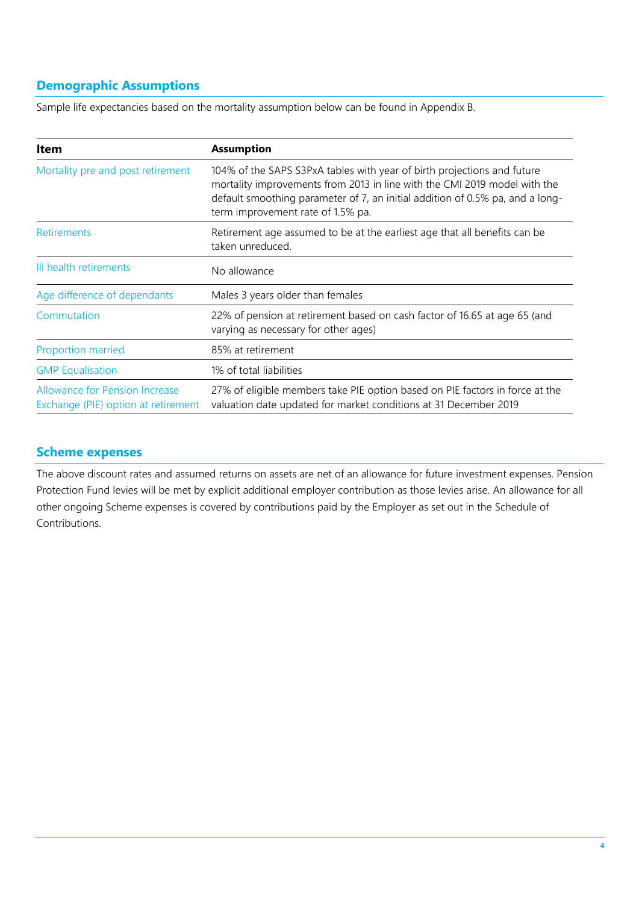## Demographic Assumptions

Sample life expectancies based on the mortality assumption below can be found in Appendix B.

| Item | Assumption |
| --- | --- |
| Mortality pre and post retirement | 104% of the SAPS S3PxA tables with year of birth projections and future mortality improvements from 2013 in line with the CMI 2019 model with the default smoothing parameter of 7, an initial addition of 0.5% pa, and a long-term improvement rate of 1.5% pa. |
| Retirements | Retirement age assumed to be at the earliest age that all benefits can be taken unreduced. |
| Ill health retirements | No allowance |
| Age difference of dependants | Males 3 years older than females |
| Commutation | 22% of pension at retirement based on cash factor of 16.65 at age 65 (and varying as necessary for other ages) |
| Proportion married | 85% at retirement |
| GMP Equalisation | 1% of total liabilities |
| Allowance for Pension Increase Exchange (PIE) option at retirement | 27% of eligible members take PIE option based on PIE factors in force at the valuation date updated for market conditions at 31 December 2019 |

## Scheme expenses

The above discount rates and assumed returns on assets are net of an allowance for future investment expenses. Pension Protection Fund levies will be met by explicit additional employer contribution as those levies arise. An allowance for all other ongoing Scheme expenses is covered by contributions paid by the Employer as set out in the Schedule of Contributions.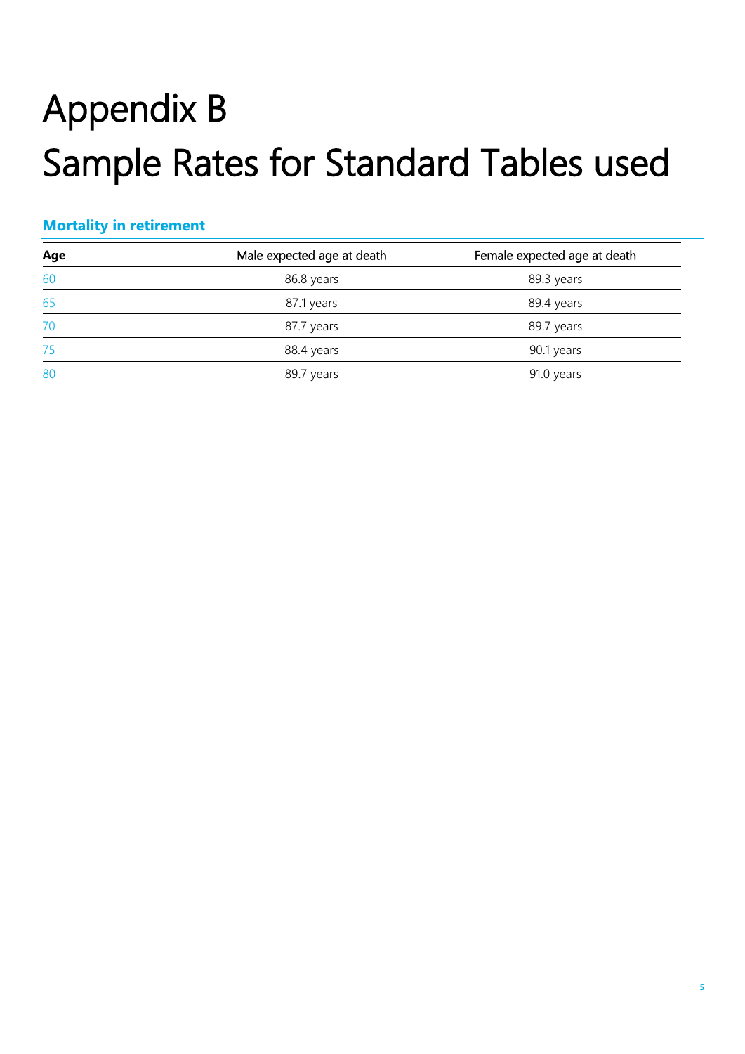# Appendix B
# Sample Rates for Standard Tables used

### Mortality in retirement

| Age | Male expected age at death | Female expected age at death |
|---|---|---|
| 60 | 86.8 years | 89.3 years |
| 65 | 87.1 years | 89.4 years |
| 70 | 87.7 years | 89.7 years |
| 75 | 88.4 years | 90.1 years |
| 80 | 89.7 years | 91.0 years |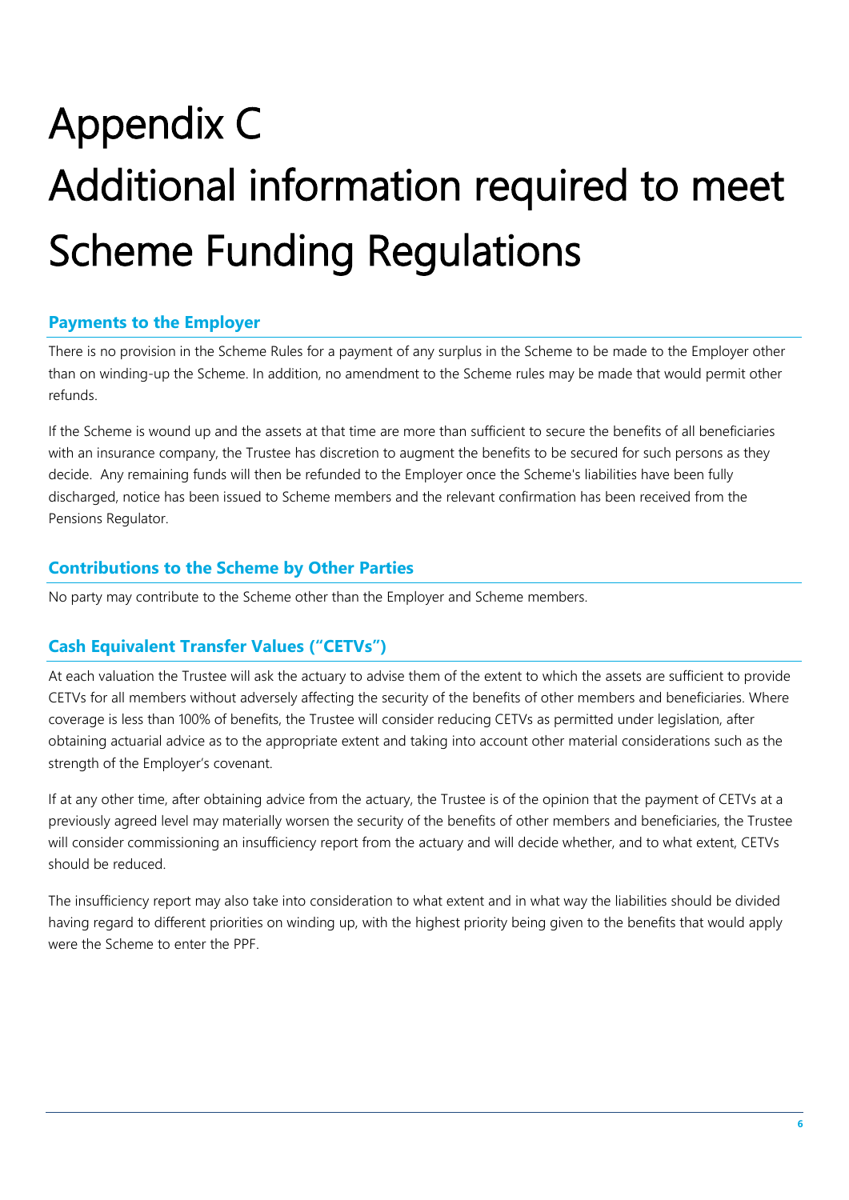# Appendix C Additional information required to meet Scheme Funding Regulations

## Payments to the Employer

There is no provision in the Scheme Rules for a payment of any surplus in the Scheme to be made to the Employer other than on winding-up the Scheme. In addition, no amendment to the Scheme rules may be made that would permit other refunds.

If the Scheme is wound up and the assets at that time are more than sufficient to secure the benefits of all beneficiaries with an insurance company, the Trustee has discretion to augment the benefits to be secured for such persons as they decide. Any remaining funds will then be refunded to the Employer once the Scheme's liabilities have been fully discharged, notice has been issued to Scheme members and the relevant confirmation has been received from the Pensions Regulator.

## Contributions to the Scheme by Other Parties

No party may contribute to the Scheme other than the Employer and Scheme members.

## Cash Equivalent Transfer Values ("CETVs")

At each valuation the Trustee will ask the actuary to advise them of the extent to which the assets are sufficient to provide CETVs for all members without adversely affecting the security of the benefits of other members and beneficiaries. Where coverage is less than 100% of benefits, the Trustee will consider reducing CETVs as permitted under legislation, after obtaining actuarial advice as to the appropriate extent and taking into account other material considerations such as the strength of the Employer's covenant.

If at any other time, after obtaining advice from the actuary, the Trustee is of the opinion that the payment of CETVs at a previously agreed level may materially worsen the security of the benefits of other members and beneficiaries, the Trustee will consider commissioning an insufficiency report from the actuary and will decide whether, and to what extent, CETVs should be reduced.

The insufficiency report may also take into consideration to what extent and in what way the liabilities should be divided having regard to different priorities on winding up, with the highest priority being given to the benefits that would apply were the Scheme to enter the PPF.